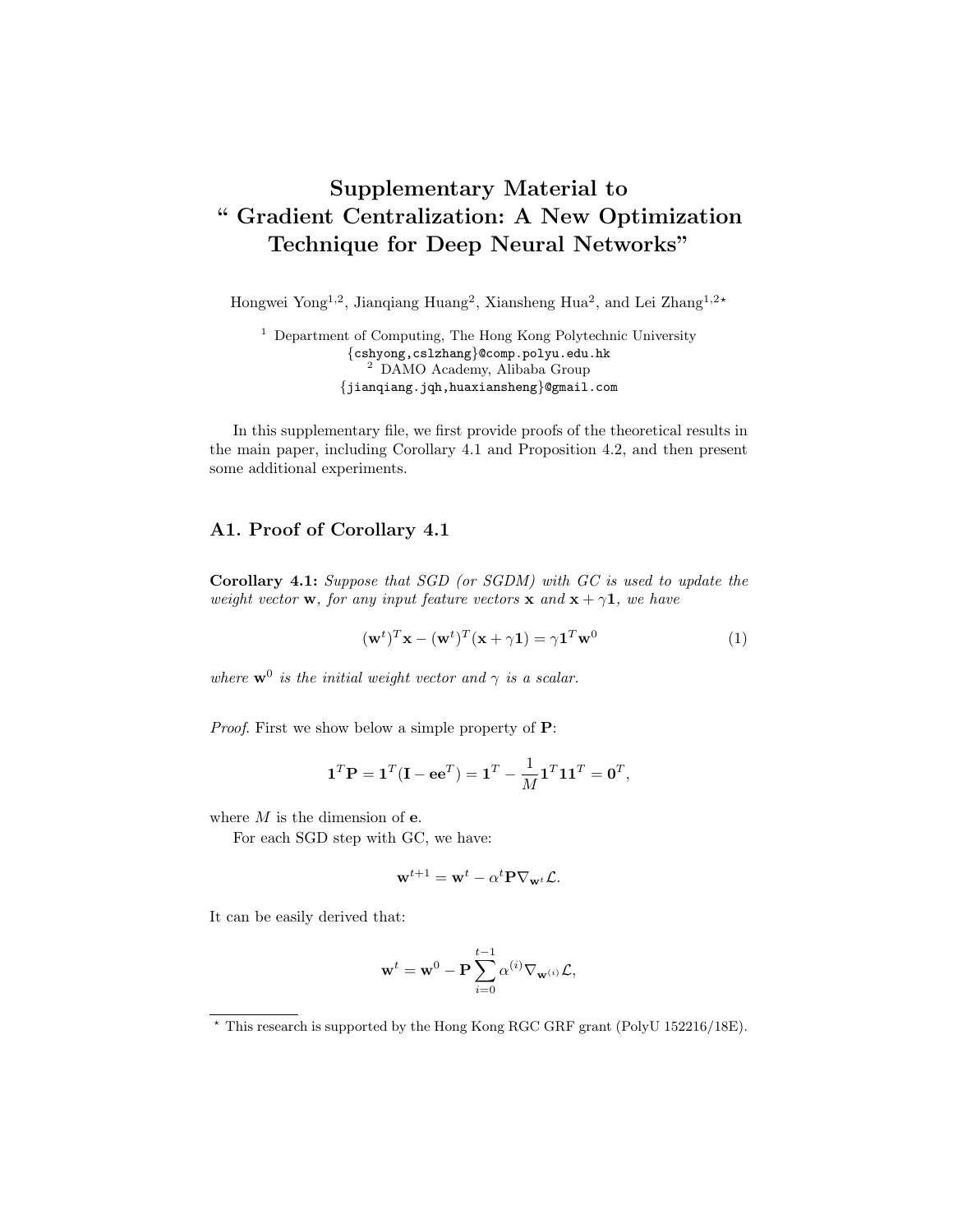# Supplementary Material to " Gradient Centralization: A New Optimization Technique for Deep Neural Networks"

Hongwei Yong[1,2], Jianqiang Huang[2], Xiansheng Hua[2], and Lei Zhang[1,2⋆]

[1] Department of Computing, The Hong Kong Polytechnic University
{cshyong,cslzhang}@comp.polyu.edu.hk
[2] DAMO Academy, Alibaba Group
{jianqiang.jqh,huaxiansheng}@gmail.com

In this supplementary file, we first provide proofs of the theoretical results in the main paper, including Corollary 4.1 and Proposition 4.2, and then present some additional experiments.

## A1. Proof of Corollary 4.1

**Corollary 4.1:** *Suppose that SGD (or SGDM) with GC is used to update the weight vector* $\mathbf{w}$*, for any input feature vectors* $\mathbf{x}$ *and* $\mathbf{x} + \gamma\mathbf{1}$*, we have*

$$(\mathbf{w}^t)^T\mathbf{x} - (\mathbf{w}^t)^T(\mathbf{x} + \gamma\mathbf{1}) = \gamma\mathbf{1}^T\mathbf{w}^0 \tag{1}$$

*where* $\mathbf{w}^0$ *is the initial weight vector and* $\gamma$ *is a scalar.*

*Proof.* First we show below a simple property of $\mathbf{P}$:

$$\mathbf{1}^T\mathbf{P} = \mathbf{1}^T(\mathbf{I} - \mathbf{e}\mathbf{e}^T) = \mathbf{1}^T - \frac{1}{M}\mathbf{1}^T\mathbf{1}\mathbf{1}^T = \mathbf{0}^T,$$

where $M$ is the dimension of $\mathbf{e}$.

For each SGD step with GC, we have:

$$\mathbf{w}^{t+1} = \mathbf{w}^t - \alpha^t\mathbf{P}\nabla_{\mathbf{w}^t}\mathcal{L}.$$

It can be easily derived that:

$$\mathbf{w}^t = \mathbf{w}^0 - \mathbf{P}\sum_{i=0}^{t-1}\alpha^{(i)}\nabla_{\mathbf{w}^{(i)}}\mathcal{L},$$

⋆ This research is supported by the Hong Kong RGC GRF grant (PolyU 152216/18E).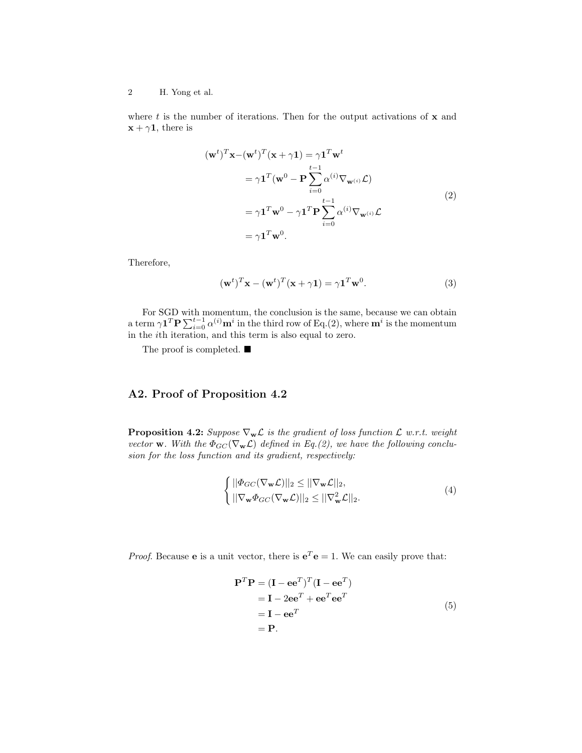where $t$ is the number of iterations. Then for the output activations of $\mathbf{x}$ and $\mathbf{x} + \gamma\mathbf{1}$, there is

$$
\begin{aligned}
(\mathbf{w}^t)^T\mathbf{x} - (\mathbf{w}^t)^T(\mathbf{x} + \gamma\mathbf{1}) &= \gamma\mathbf{1}^T\mathbf{w}^t \\
&= \gamma\mathbf{1}^T(\mathbf{w}^0 - \mathbf{P}\sum_{i=0}^{t-1}\alpha^{(i)}\nabla_{\mathbf{w}^{(i)}}\mathcal{L}) \\
&= \gamma\mathbf{1}^T\mathbf{w}^0 - \gamma\mathbf{1}^T\mathbf{P}\sum_{i=0}^{t-1}\alpha^{(i)}\nabla_{\mathbf{w}^{(i)}}\mathcal{L} \\
&= \gamma\mathbf{1}^T\mathbf{w}^0.
\end{aligned}
\tag{2}
$$

Therefore,

$$
(\mathbf{w}^t)^T\mathbf{x} - (\mathbf{w}^t)^T(\mathbf{x} + \gamma\mathbf{1}) = \gamma\mathbf{1}^T\mathbf{w}^0. \tag{3}
$$

For SGD with momentum, the conclusion is the same, because we can obtain a term $\gamma\mathbf{1}^T\mathbf{P}\sum_{i=0}^{t-1}\alpha^{(i)}\mathbf{m}^i$ in the third row of Eq.(2), where $\mathbf{m}^i$ is the momentum in the $i$th iteration, and this term is also equal to zero.

The proof is completed. ■

## A2. Proof of Proposition 4.2

**Proposition 4.2:** *Suppose $\nabla_{\mathbf{w}}\mathcal{L}$ is the gradient of loss function $\mathcal{L}$ w.r.t. weight vector $\mathbf{w}$. With the $\Phi_{GC}(\nabla_{\mathbf{w}}\mathcal{L})$ defined in Eq.(2), we have the following conclusion for the loss function and its gradient, respectively:*

$$
\begin{cases}
||\Phi_{GC}(\nabla_{\mathbf{w}}\mathcal{L})||_2 \leq ||\nabla_{\mathbf{w}}\mathcal{L}||_2, \\
||\nabla_{\mathbf{w}}\Phi_{GC}(\nabla_{\mathbf{w}}\mathcal{L})||_2 \leq ||\nabla^2_{\mathbf{w}}\mathcal{L}||_2.
\end{cases}
\tag{4}
$$

*Proof.* Because $\mathbf{e}$ is a unit vector, there is $\mathbf{e}^T\mathbf{e} = 1$. We can easily prove that:

$$
\begin{aligned}
\mathbf{P}^T\mathbf{P} &= (\mathbf{I} - \mathbf{e}\mathbf{e}^T)^T(\mathbf{I} - \mathbf{e}\mathbf{e}^T) \\
&= \mathbf{I} - 2\mathbf{e}\mathbf{e}^T + \mathbf{e}\mathbf{e}^T\mathbf{e}\mathbf{e}^T \\
&= \mathbf{I} - \mathbf{e}\mathbf{e}^T \\
&= \mathbf{P}.
\end{aligned}
\tag{5}
$$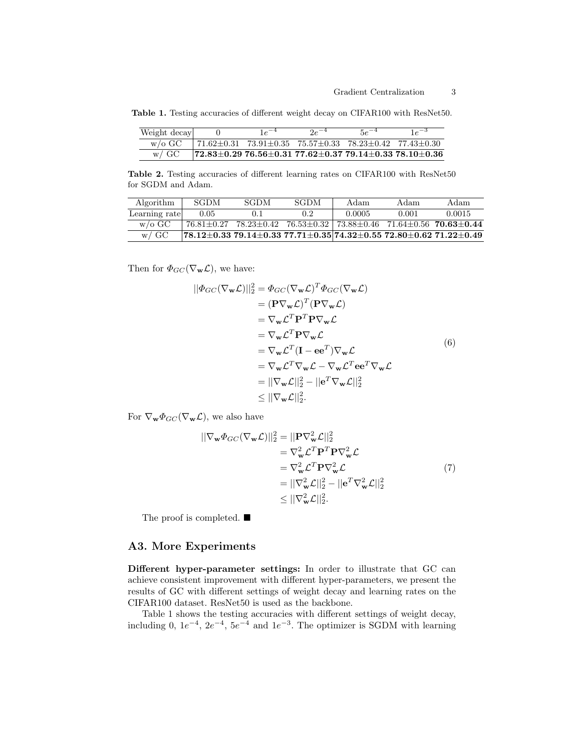**Table 1.** Testing accuracies of different weight decay on CIFAR100 with ResNet50.

| Weight decay | 0 | $1e^{-4}$ | $2e^{-4}$ | $5e^{-4}$ | $1e^{-3}$ |
|---|---|---|---|---|---|
| w/o GC | 71.62±0.31 | 73.91±0.35 | 75.57±0.33 | 78.23±0.42 | 77.43±0.30 |
| w/ GC | **72.83±0.29** | **76.56±0.31** | **77.62±0.37** | **79.14±0.33** | **78.10±0.36** |

**Table 2.** Testing accuracies of different learning rates on CIFAR100 with ResNet50 for SGDM and Adam.

| Algorithm | SGDM | SGDM | SGDM | Adam | Adam | Adam |
|---|---|---|---|---|---|---|
| Learning rate | 0.05 | 0.1 | 0.2 | 0.0005 | 0.001 | 0.0015 |
| w/o GC | 76.81±0.27 | 78.23±0.42 | 76.53±0.32 | 73.88±0.46 | 71.64±0.56 | **70.63±0.44** |
| w/ GC | **78.12±0.33** | **79.14±0.33** | **77.71±0.35** | **74.32±0.55** | **72.80±0.62** | **71.22±0.49** |

Then for $\Phi_{GC}(\nabla_{\mathbf{w}}\mathcal{L})$, we have:

$$
\begin{aligned}
||\Phi_{GC}(\nabla_{\mathbf{w}}\mathcal{L})||_2^2 &= \Phi_{GC}(\nabla_{\mathbf{w}}\mathcal{L})^T \Phi_{GC}(\nabla_{\mathbf{w}}\mathcal{L}) \\
&= (\mathbf{P}\nabla_{\mathbf{w}}\mathcal{L})^T(\mathbf{P}\nabla_{\mathbf{w}}\mathcal{L}) \\
&= \nabla_{\mathbf{w}}\mathcal{L}^T\mathbf{P}^T\mathbf{P}\nabla_{\mathbf{w}}\mathcal{L} \\
&= \nabla_{\mathbf{w}}\mathcal{L}^T\mathbf{P}\nabla_{\mathbf{w}}\mathcal{L} \\
&= \nabla_{\mathbf{w}}\mathcal{L}^T(\mathbf{I}-\mathbf{e}\mathbf{e}^T)\nabla_{\mathbf{w}}\mathcal{L} \\
&= \nabla_{\mathbf{w}}\mathcal{L}^T\nabla_{\mathbf{w}}\mathcal{L} - \nabla_{\mathbf{w}}\mathcal{L}^T\mathbf{e}\mathbf{e}^T\nabla_{\mathbf{w}}\mathcal{L} \\
&= ||\nabla_{\mathbf{w}}\mathcal{L}||_2^2 - ||\mathbf{e}^T\nabla_{\mathbf{w}}\mathcal{L}||_2^2 \\
&\leq ||\nabla_{\mathbf{w}}\mathcal{L}||_2^2.
\end{aligned} \tag{6}
$$

For $\nabla_{\mathbf{w}}\Phi_{GC}(\nabla_{\mathbf{w}}\mathcal{L})$, we also have

$$
\begin{aligned}
||\nabla_{\mathbf{w}}\Phi_{GC}(\nabla_{\mathbf{w}}\mathcal{L})||_2^2 &= ||\mathbf{P}\nabla_{\mathbf{w}}^2\mathcal{L}||_2^2 \\
&= \nabla_{\mathbf{w}}^2\mathcal{L}^T\mathbf{P}^T\mathbf{P}\nabla_{\mathbf{w}}^2\mathcal{L} \\
&= \nabla_{\mathbf{w}}^2\mathcal{L}^T\mathbf{P}\nabla_{\mathbf{w}}^2\mathcal{L} \\
&= ||\nabla_{\mathbf{w}}^2\mathcal{L}||_2^2 - ||\mathbf{e}^T\nabla_{\mathbf{w}}^2\mathcal{L}||_2^2 \\
&\leq ||\nabla_{\mathbf{w}}^2\mathcal{L}||_2^2.
\end{aligned} \tag{7}
$$

The proof is completed. ■

## A3. More Experiments

**Different hyper-parameter settings:** In order to illustrate that GC can achieve consistent improvement with different hyper-parameters, we present the results of GC with different settings of weight decay and learning rates on the CIFAR100 dataset. ResNet50 is used as the backbone.

Table 1 shows the testing accuracies with different settings of weight decay, including 0, $1e^{-4}$, $2e^{-4}$, $5e^{-4}$ and $1e^{-3}$. The optimizer is SGDM with learning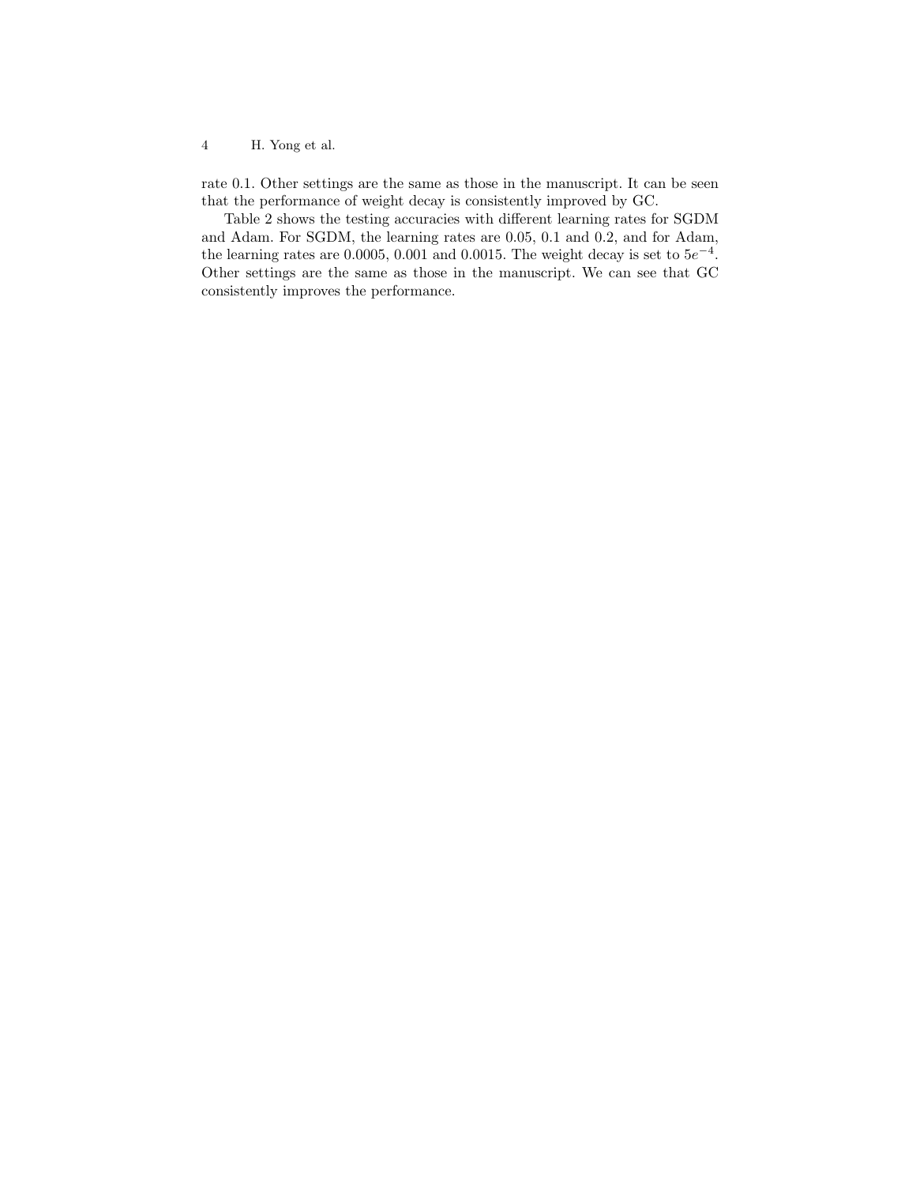rate 0.1. Other settings are the same as those in the manuscript. It can be seen that the performance of weight decay is consistently improved by GC.

Table 2 shows the testing accuracies with different learning rates for SGDM and Adam. For SGDM, the learning rates are 0.05, 0.1 and 0.2, and for Adam, the learning rates are 0.0005, 0.001 and 0.0015. The weight decay is set to $5e^{-4}$. Other settings are the same as those in the manuscript. We can see that GC consistently improves the performance.